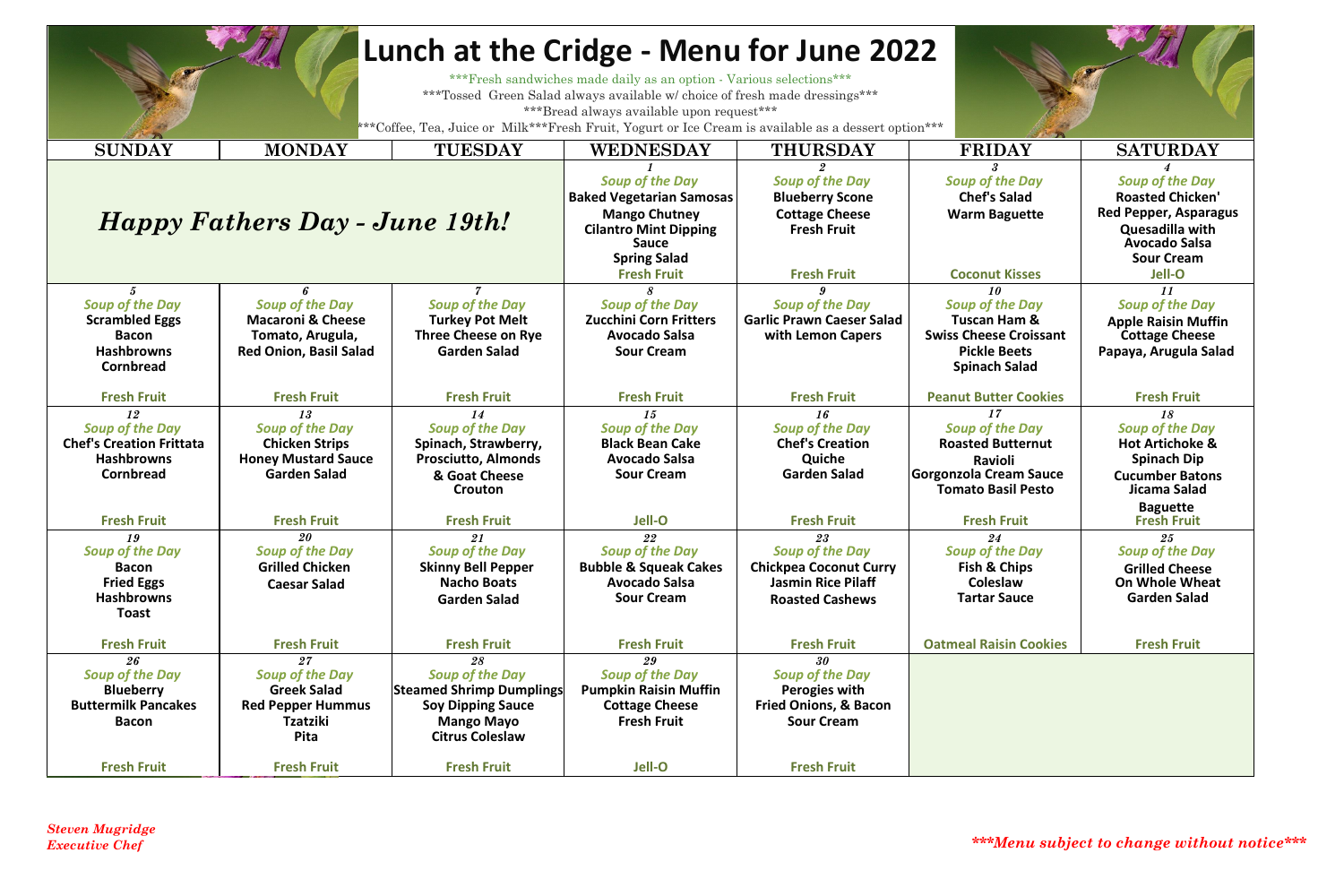# Lunch at the Cridge - Menu for June 2022

\*\*\*Fresh sandwiches made daily as an option - Various selections\*\*\*

\*\*\*Tossed Green Salad always available w/ choice of fresh made dressings\*\*\*

\*\*\*Bread always available upon request\*\*\*

\*\*\*Coffee, Tea, Juice or Milk\*\*\*Fresh Fruit, Yogurt or Ice Cream is available as a dessert option\*\*\*

| SUNDAY | MONDAY | TUESDAY | WEDNESDAY | THURSDAY | FRIDAY | SATURDAY |
|---|---|---|---|---|---|---|
| ***Happy Fathers Day - June 19th!*** | | | 1<br>Soup of the Day<br>**Baked Vegetarian Samosas**<br>**Mango Chutney**<br>**Cilantro Mint Dipping Sauce**<br>**Spring Salad**<br>Fresh Fruit | 2<br>Soup of the Day<br>**Blueberry Scone**<br>**Cottage Cheese**<br>**Fresh Fruit**<br>Fresh Fruit | 3<br>Soup of the Day<br>**Chef's Salad**<br>**Warm Baguette**<br>Coconut Kisses | 4<br>Soup of the Day<br>**Roasted Chicken'**<br>**Red Pepper, Asparagus**<br>**Quesadilla with**<br>**Avocado Salsa**<br>**Sour Cream**<br>Jell-O |
| 5<br>Soup of the Day<br>**Scrambled Eggs**<br>**Bacon**<br>**Hashbrowns**<br>**Cornbread**<br>Fresh Fruit | 6<br>Soup of the Day<br>**Macaroni & Cheese**<br>**Tomato, Arugula,**<br>**Red Onion, Basil Salad**<br>Fresh Fruit | 7<br>Soup of the Day<br>**Turkey Pot Melt**<br>**Three Cheese on Rye**<br>**Garden Salad**<br>Fresh Fruit | 8<br>Soup of the Day<br>**Zucchini Corn Fritters**<br>**Avocado Salsa**<br>**Sour Cream**<br>Fresh Fruit | 9<br>Soup of the Day<br>**Garlic Prawn Caeser Salad**<br>**with Lemon Capers**<br>Fresh Fruit | 10<br>Soup of the Day<br>**Tuscan Ham &**<br>**Swiss Cheese Croissant**<br>**Pickle Beets**<br>**Spinach Salad**<br>Peanut Butter Cookies | 11<br>Soup of the Day<br>**Apple Raisin Muffin**<br>**Cottage Cheese**<br>**Papaya, Arugula Salad**<br>Fresh Fruit |
| 12<br>Soup of the Day<br>**Chef's Creation Frittata**<br>**Hashbrowns**<br>**Cornbread**<br>Fresh Fruit | 13<br>Soup of the Day<br>**Chicken Strips**<br>**Honey Mustard Sauce**<br>**Garden Salad**<br>Fresh Fruit | 14<br>Soup of the Day<br>**Spinach, Strawberry,**<br>**Prosciutto, Almonds**<br>**& Goat Cheese**<br>**Crouton**<br>Fresh Fruit | 15<br>Soup of the Day<br>**Black Bean Cake**<br>**Avocado Salsa**<br>**Sour Cream**<br>Jell-O | 16<br>Soup of the Day<br>**Chef's Creation**<br>**Quiche**<br>**Garden Salad**<br>Fresh Fruit | 17<br>Soup of the Day<br>**Roasted Butternut**<br>**Ravioli**<br>**Gorgonzola Cream Sauce**<br>**Tomato Basil Pesto**<br>Fresh Fruit | 18<br>Soup of the Day<br>**Hot Artichoke &**<br>**Spinach Dip**<br>**Cucumber Batons**<br>**Jicama Salad**<br>**Baguette**<br>Fresh Fruit |
| 19<br>Soup of the Day<br>**Bacon**<br>**Fried Eggs**<br>**Hashbrowns**<br>**Toast**<br>Fresh Fruit | 20<br>Soup of the Day<br>**Grilled Chicken**<br>**Caesar Salad**<br>Fresh Fruit | 21<br>Soup of the Day<br>**Skinny Bell Pepper**<br>**Nacho Boats**<br>**Garden Salad**<br>Fresh Fruit | 22<br>Soup of the Day<br>**Bubble & Squeak Cakes**<br>**Avocado Salsa**<br>**Sour Cream**<br>Fresh Fruit | 23<br>Soup of the Day<br>**Chickpea Coconut Curry**<br>**Jasmin Rice Pilaff**<br>**Roasted Cashews**<br>Fresh Fruit | 24<br>Soup of the Day<br>**Fish & Chips**<br>**Coleslaw**<br>**Tartar Sauce**<br>Oatmeal Raisin Cookies | 25<br>Soup of the Day<br>**Grilled Cheese**<br>**On Whole Wheat**<br>**Garden Salad**<br>Fresh Fruit |
| 26<br>Soup of the Day<br>**Blueberry**<br>**Buttermilk Pancakes**<br>**Bacon**<br>Fresh Fruit | 27<br>Soup of the Day<br>**Greek Salad**<br>**Red Pepper Hummus**<br>**Tzatziki**<br>**Pita**<br>Fresh Fruit | 28<br>Soup of the Day<br>**Steamed Shrimp Dumplings**<br>**Soy Dipping Sauce**<br>**Mango Mayo**<br>**Citrus Coleslaw**<br>Fresh Fruit | 29<br>Soup of the Day<br>**Pumpkin Raisin Muffin**<br>**Cottage Cheese**<br>**Fresh Fruit**<br>Jell-O | 30<br>Soup of the Day<br>**Perogies with**<br>**Fried Onions, & Bacon**<br>**Sour Cream**<br>Fresh Fruit | | |

*Steven Mugridge*
*Executive Chef*

***\*\*\*Menu subject to change without notice\*\*\****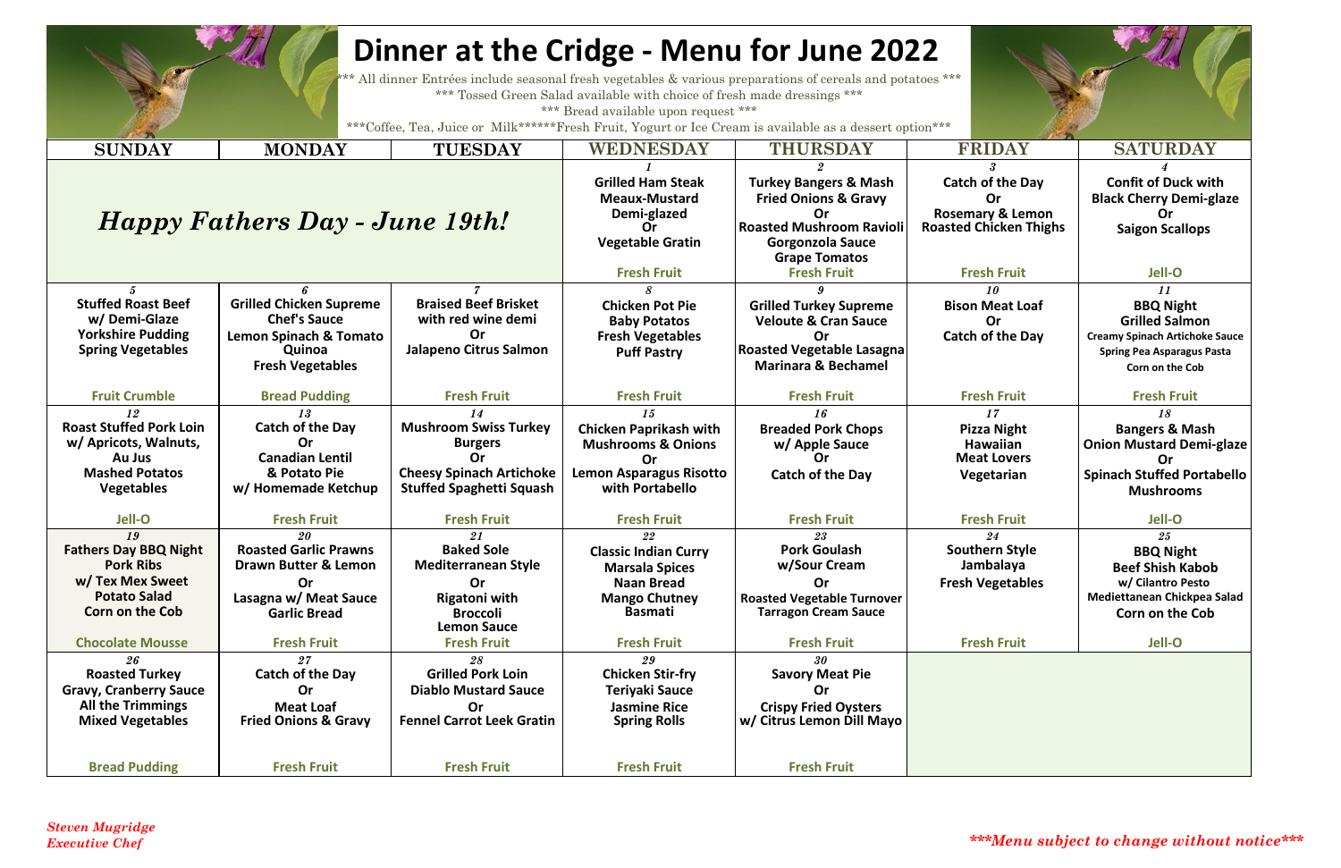# Dinner at the Cridge - Menu for June 2022

\*\*\* All dinner Entrées include seasonal fresh vegetables & various preparations of cereals and potatoes \*\*\*
\*\*\* Tossed Green Salad available with choice of fresh made dressings \*\*\*
\*\*\* Bread available upon request \*\*\*
\*\*\*Coffee, Tea, Juice or Milk\*\*\*\*\*\*Fresh Fruit, Yogurt or Ice Cream is available as a dessert option\*\*\*

| SUNDAY | MONDAY | TUESDAY | WEDNESDAY | THURSDAY | FRIDAY | SATURDAY |
|---|---|---|---|---|---|---|
| ***Happy Fathers Day - June 19th!*** | | | *1*<br>**Grilled Ham Steak**<br>**Meaux-Mustard Demi-glazed**<br>**Or**<br>**Vegetable Gratin**<br><br>**Fresh Fruit** | *2*<br>**Turkey Bangers & Mash**<br>**Fried Onions & Gravy**<br>**Or**<br>**Roasted Mushroom Ravioli**<br>**Gorgonzola Sauce**<br>**Grape Tomatos**<br>**Fresh Fruit** | *3*<br>**Catch of the Day**<br>**Or**<br>**Rosemary & Lemon Roasted Chicken Thighs**<br><br>**Fresh Fruit** | *4*<br>**Confit of Duck with Black Cherry Demi-glaze**<br>**Or**<br>**Saigon Scallops**<br><br>**Jell-O** |
| *5*<br>**Stuffed Roast Beef**<br>**w/ Demi-Glaze**<br>**Yorkshire Pudding**<br>**Spring Vegetables**<br><br>**Fruit Crumble** | *6*<br>**Grilled Chicken Supreme**<br>**Chef's Sauce**<br>**Lemon Spinach & Tomato Quinoa**<br>**Fresh Vegetables**<br><br>**Bread Pudding** | *7*<br>**Braised Beef Brisket**<br>**with red wine demi**<br>**Or**<br>**Jalapeno Citrus Salmon**<br><br>**Fresh Fruit** | *8*<br>**Chicken Pot Pie**<br>**Baby Potatos**<br>**Fresh Vegetables**<br>**Puff Pastry**<br><br>**Fresh Fruit** | *9*<br>**Grilled Turkey Supreme**<br>**Veloute & Cran Sauce**<br>**Or**<br>**Roasted Vegetable Lasagna**<br>**Marinara & Bechamel**<br><br>**Fresh Fruit** | *10*<br>**Bison Meat Loaf**<br>**Or**<br>**Catch of the Day**<br><br>**Fresh Fruit** | *11*<br>**BBQ Night**<br>**Grilled Salmon**<br>**Creamy Spinach Artichoke Sauce**<br>**Spring Pea Asparagus Pasta**<br>**Corn on the Cob**<br><br>**Fresh Fruit** |
| *12*<br>**Roast Stuffed Pork Loin**<br>**w/ Apricots, Walnuts, Au Jus**<br>**Mashed Potatos**<br>**Vegetables**<br><br>**Jell-O** | *13*<br>**Catch of the Day**<br>**Or**<br>**Canadian Lentil & Potato Pie**<br>**w/ Homemade Ketchup**<br><br>**Fresh Fruit** | *14*<br>**Mushroom Swiss Turkey Burgers**<br>**Or**<br>**Cheesy Spinach Artichoke Stuffed Spaghetti Squash**<br><br>**Fresh Fruit** | *15*<br>**Chicken Paprikash with Mushrooms & Onions**<br>**Or**<br>**Lemon Asparagus Risotto with Portabello**<br><br>**Fresh Fruit** | *16*<br>**Breaded Pork Chops**<br>**w/ Apple Sauce**<br>**Or**<br>**Catch of the Day**<br><br>**Fresh Fruit** | *17*<br>**Pizza Night**<br>**Hawaiian**<br>**Meat Lovers**<br>**Vegetarian**<br><br>**Fresh Fruit** | *18*<br>**Bangers & Mash**<br>**Onion Mustard Demi-glaze**<br>**Or**<br>**Spinach Stuffed Portabello Mushrooms**<br><br>**Jell-O** |
| *19*<br>**Fathers Day BBQ Night**<br>**Pork Ribs**<br>**w/ Tex Mex Sweet Potato Salad**<br>**Corn on the Cob**<br><br>**Chocolate Mousse** | *20*<br>**Roasted Garlic Prawns**<br>**Drawn Butter & Lemon**<br>**Or**<br>**Lasagna w/ Meat Sauce**<br>**Garlic Bread**<br><br>**Fresh Fruit** | *21*<br>**Baked Sole**<br>**Mediterranean Style**<br>**Or**<br>**Rigatoni with Broccoli**<br>**Lemon Sauce**<br>**Fresh Fruit** | *22*<br>**Classic Indian Curry**<br>**Marsala Spices**<br>**Naan Bread**<br>**Mango Chutney**<br>**Basmati**<br><br>**Fresh Fruit** | *23*<br>**Pork Goulash**<br>**w/Sour Cream**<br>**Or**<br>**Roasted Vegetable Turnover**<br>**Tarragon Cream Sauce**<br><br>**Fresh Fruit** | *24*<br>**Southern Style Jambalaya**<br>**Fresh Vegetables**<br><br>**Fresh Fruit** | *25*<br>**BBQ Night**<br>**Beef Shish Kabob**<br>**w/ Cilantro Pesto**<br>**Medietteanean Chickpea Salad**<br>**Corn on the Cob**<br><br>**Jell-O** |
| *26*<br>**Roasted Turkey**<br>**Gravy, Cranberry Sauce**<br>**All the Trimmings**<br>**Mixed Vegetables**<br><br>**Bread Pudding** | *27*<br>**Catch of the Day**<br>**Or**<br>**Meat Loaf**<br>**Fried Onions & Gravy**<br><br>**Fresh Fruit** | *28*<br>**Grilled Pork Loin**<br>**Diablo Mustard Sauce**<br>**Or**<br>**Fennel Carrot Leek Gratin**<br><br>**Fresh Fruit** | *29*<br>**Chicken Stir-fry**<br>**Teriyaki Sauce**<br>**Jasmine Rice**<br>**Spring Rolls**<br><br>**Fresh Fruit** | *30*<br>**Savory Meat Pie**<br>**Or**<br>**Crispy Fried Oysters**<br>**w/ Citrus Lemon Dill Mayo**<br><br>**Fresh Fruit** | | |

***Steven Mugridge***
***Executive Chef***

***\*\*\*Menu subject to change without notice\*\*\****